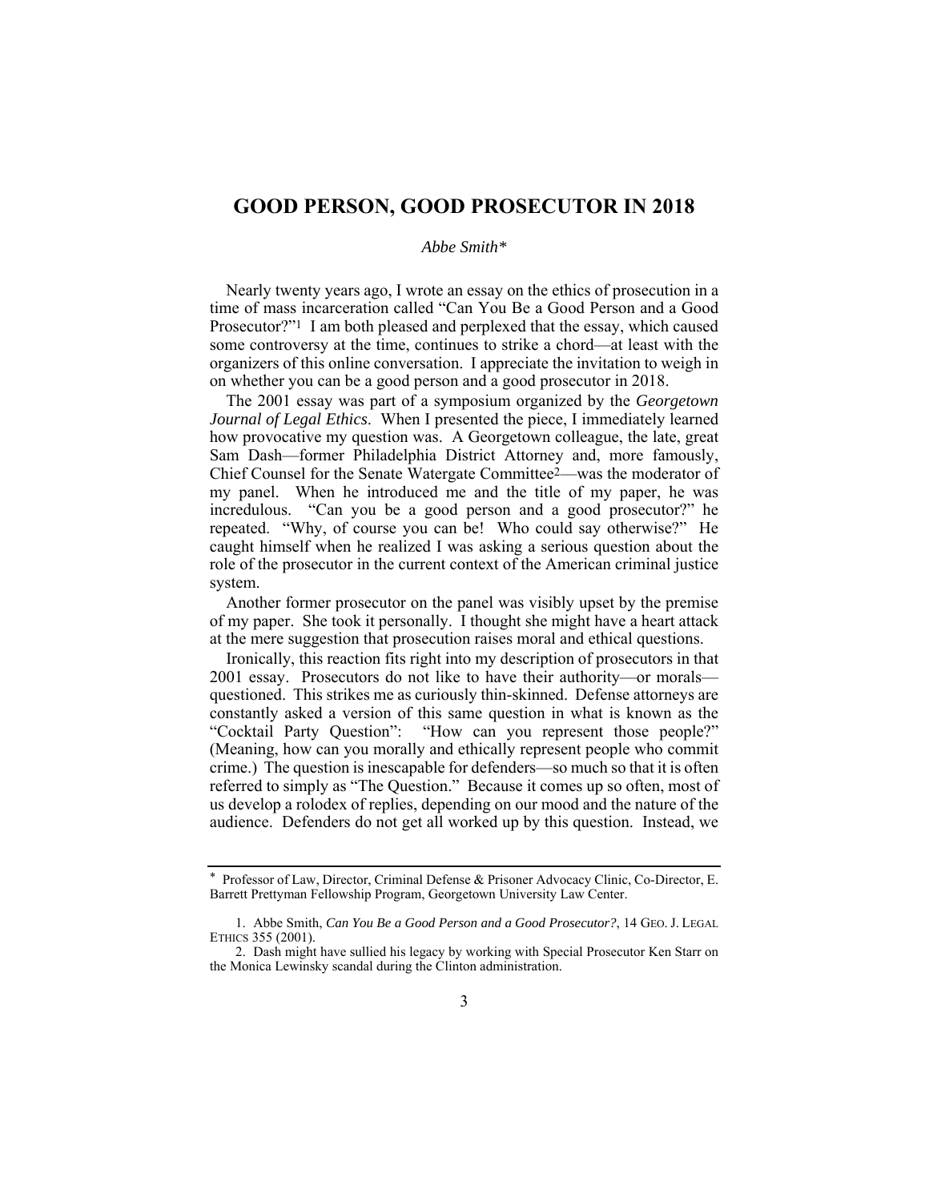# GOOD PERSON, GOOD PROSECUTOR IN 2018

*Abbe Smith\**

Nearly twenty years ago, I wrote an essay on the ethics of prosecution in a time of mass incarceration called "Can You Be a Good Person and a Good Prosecutor?"[1] I am both pleased and perplexed that the essay, which caused some controversy at the time, continues to strike a chord—at least with the organizers of this online conversation. I appreciate the invitation to weigh in on whether you can be a good person and a good prosecutor in 2018.

The 2001 essay was part of a symposium organized by the *Georgetown Journal of Legal Ethics*. When I presented the piece, I immediately learned how provocative my question was. A Georgetown colleague, the late, great Sam Dash—former Philadelphia District Attorney and, more famously, Chief Counsel for the Senate Watergate Committee[2]—was the moderator of my panel. When he introduced me and the title of my paper, he was incredulous. "Can you be a good person and a good prosecutor?" he repeated. "Why, of course you can be! Who could say otherwise?" He caught himself when he realized I was asking a serious question about the role of the prosecutor in the current context of the American criminal justice system.

Another former prosecutor on the panel was visibly upset by the premise of my paper. She took it personally. I thought she might have a heart attack at the mere suggestion that prosecution raises moral and ethical questions.

Ironically, this reaction fits right into my description of prosecutors in that 2001 essay. Prosecutors do not like to have their authority—or morals—questioned. This strikes me as curiously thin-skinned. Defense attorneys are constantly asked a version of this same question in what is known as the "Cocktail Party Question": "How can you represent those people?" (Meaning, how can you morally and ethically represent people who commit crime.) The question is inescapable for defenders—so much so that it is often referred to simply as "The Question." Because it comes up so often, most of us develop a rolodex of replies, depending on our mood and the nature of the audience. Defenders do not get all worked up by this question. Instead, we

---

\* Professor of Law, Director, Criminal Defense & Prisoner Advocacy Clinic, Co-Director, E. Barrett Prettyman Fellowship Program, Georgetown University Law Center.

1. Abbe Smith, *Can You Be a Good Person and a Good Prosecutor?*, 14 GEO. J. LEGAL ETHICS 355 (2001).

2. Dash might have sullied his legacy by working with Special Prosecutor Ken Starr on the Monica Lewinsky scandal during the Clinton administration.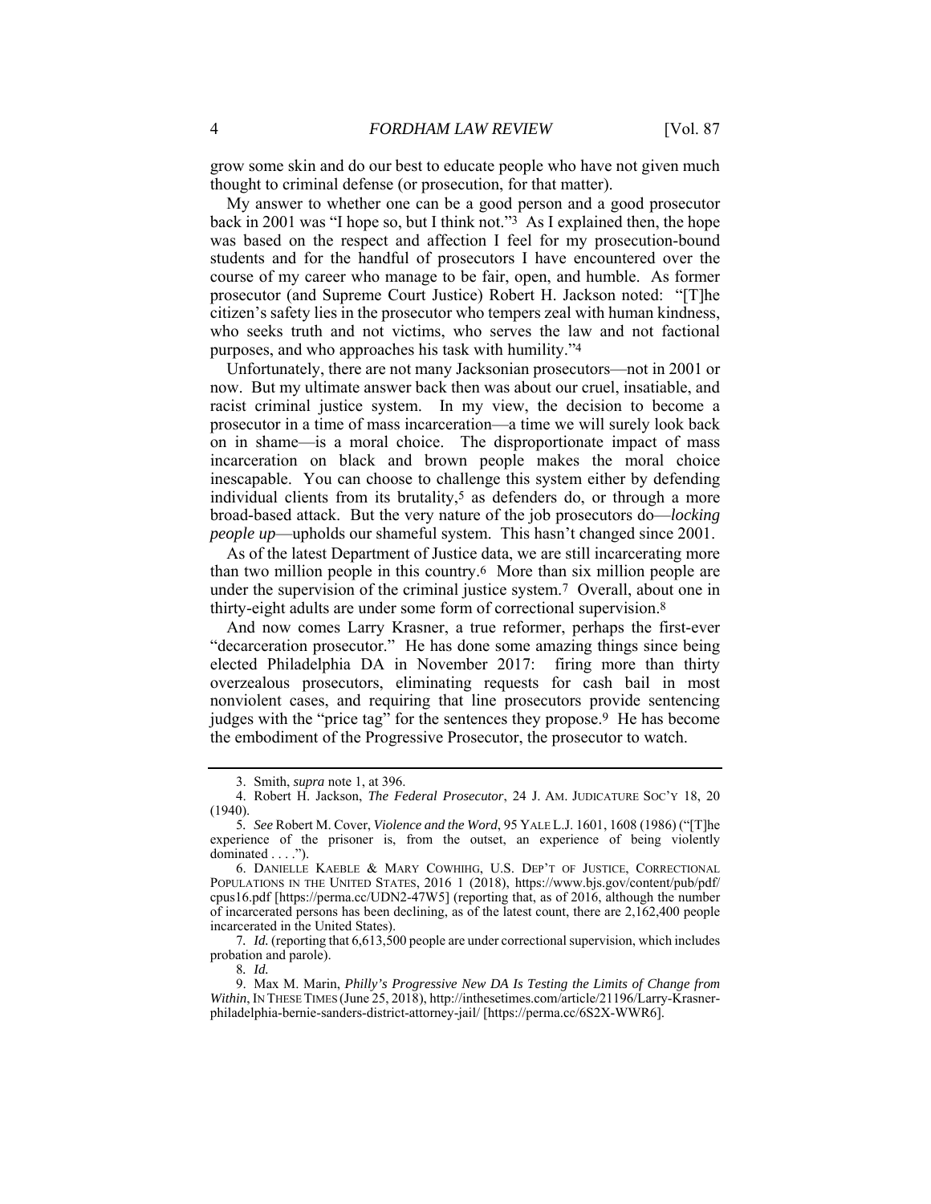grow some skin and do our best to educate people who have not given much thought to criminal defense (or prosecution, for that matter).

My answer to whether one can be a good person and a good prosecutor back in 2001 was "I hope so, but I think not."[3] As I explained then, the hope was based on the respect and affection I feel for my prosecution-bound students and for the handful of prosecutors I have encountered over the course of my career who manage to be fair, open, and humble. As former prosecutor (and Supreme Court Justice) Robert H. Jackson noted: "[T]he citizen's safety lies in the prosecutor who tempers zeal with human kindness, who seeks truth and not victims, who serves the law and not factional purposes, and who approaches his task with humility."[4]

Unfortunately, there are not many Jacksonian prosecutors—not in 2001 or now. But my ultimate answer back then was about our cruel, insatiable, and racist criminal justice system. In my view, the decision to become a prosecutor in a time of mass incarceration—a time we will surely look back on in shame—is a moral choice. The disproportionate impact of mass incarceration on black and brown people makes the moral choice inescapable. You can choose to challenge this system either by defending individual clients from its brutality,[5] as defenders do, or through a more broad-based attack. But the very nature of the job prosecutors do—*locking people up*—upholds our shameful system. This hasn't changed since 2001.

As of the latest Department of Justice data, we are still incarcerating more than two million people in this country.[6] More than six million people are under the supervision of the criminal justice system.[7] Overall, about one in thirty-eight adults are under some form of correctional supervision.[8]

And now comes Larry Krasner, a true reformer, perhaps the first-ever "decarceration prosecutor." He has done some amazing things since being elected Philadelphia DA in November 2017: firing more than thirty overzealous prosecutors, eliminating requests for cash bail in most nonviolent cases, and requiring that line prosecutors provide sentencing judges with the "price tag" for the sentences they propose.[9] He has become the embodiment of the Progressive Prosecutor, the prosecutor to watch.

---

3. Smith, *supra* note 1, at 396.

4. Robert H. Jackson, *The Federal Prosecutor*, 24 J. AM. JUDICATURE SOC'Y 18, 20 (1940).

5. *See* Robert M. Cover, *Violence and the Word*, 95 YALE L.J. 1601, 1608 (1986) ("[T]he experience of the prisoner is, from the outset, an experience of being violently dominated . . . .").

6. DANIELLE KAEBLE & MARY COWHIHG, U.S. DEP'T OF JUSTICE, CORRECTIONAL POPULATIONS IN THE UNITED STATES, 2016 1 (2018), https://www.bjs.gov/content/pub/pdf/cpus16.pdf [https://perma.cc/UDN2-47W5] (reporting that, as of 2016, although the number of incarcerated persons has been declining, as of the latest count, there are 2,162,400 people incarcerated in the United States).

7. *Id.* (reporting that 6,613,500 people are under correctional supervision, which includes probation and parole).

8. *Id.*

9. Max M. Marin, *Philly's Progressive New DA Is Testing the Limits of Change from Within*, IN THESE TIMES (June 25, 2018), http://inthesetimes.com/article/21196/Larry-Krasner-philadelphia-bernie-sanders-district-attorney-jail/ [https://perma.cc/6S2X-WWR6].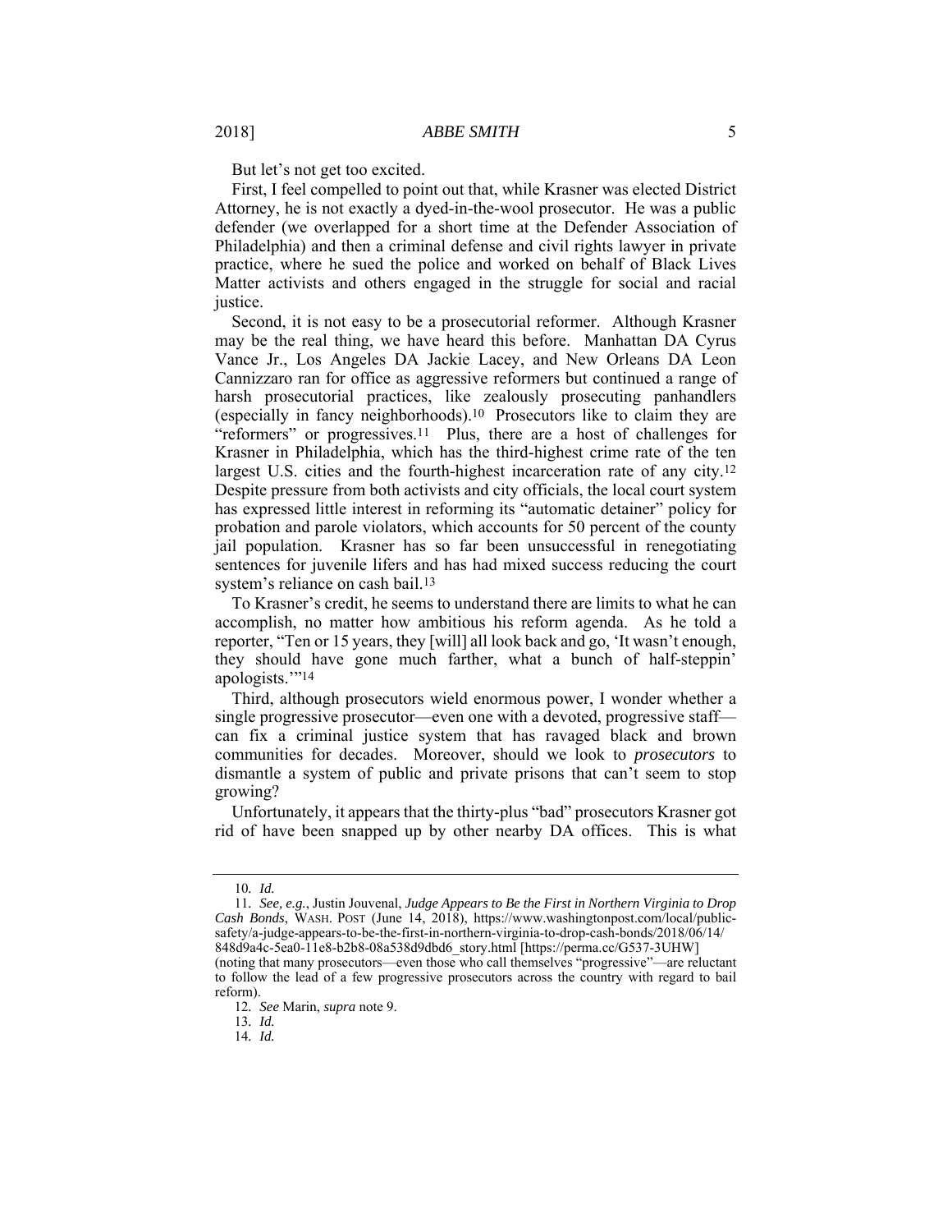But let's not get too excited.

First, I feel compelled to point out that, while Krasner was elected District Attorney, he is not exactly a dyed-in-the-wool prosecutor. He was a public defender (we overlapped for a short time at the Defender Association of Philadelphia) and then a criminal defense and civil rights lawyer in private practice, where he sued the police and worked on behalf of Black Lives Matter activists and others engaged in the struggle for social and racial justice.

Second, it is not easy to be a prosecutorial reformer. Although Krasner may be the real thing, we have heard this before. Manhattan DA Cyrus Vance Jr., Los Angeles DA Jackie Lacey, and New Orleans DA Leon Cannizzaro ran for office as aggressive reformers but continued a range of harsh prosecutorial practices, like zealously prosecuting panhandlers (especially in fancy neighborhoods).[10] Prosecutors like to claim they are "reformers" or progressives.[11] Plus, there are a host of challenges for Krasner in Philadelphia, which has the third-highest crime rate of the ten largest U.S. cities and the fourth-highest incarceration rate of any city.[12] Despite pressure from both activists and city officials, the local court system has expressed little interest in reforming its "automatic detainer" policy for probation and parole violators, which accounts for 50 percent of the county jail population. Krasner has so far been unsuccessful in renegotiating sentences for juvenile lifers and has had mixed success reducing the court system's reliance on cash bail.[13]

To Krasner's credit, he seems to understand there are limits to what he can accomplish, no matter how ambitious his reform agenda. As he told a reporter, "Ten or 15 years, they [will] all look back and go, 'It wasn't enough, they should have gone much farther, what a bunch of half-steppin' apologists.'"[14]

Third, although prosecutors wield enormous power, I wonder whether a single progressive prosecutor—even one with a devoted, progressive staff—can fix a criminal justice system that has ravaged black and brown communities for decades. Moreover, should we look to *prosecutors* to dismantle a system of public and private prisons that can't seem to stop growing?

Unfortunately, it appears that the thirty-plus "bad" prosecutors Krasner got rid of have been snapped up by other nearby DA offices. This is what

---

10. *Id.*

11. *See, e.g.*, Justin Jouvenal, *Judge Appears to Be the First in Northern Virginia to Drop Cash Bonds*, WASH. POST (June 14, 2018), https://www.washingtonpost.com/local/public-safety/a-judge-appears-to-be-the-first-in-northern-virginia-to-drop-cash-bonds/2018/06/14/848d9a4c-5ea0-11e8-b2b8-08a538d9dbd6_story.html [https://perma.cc/G537-3UHW] (noting that many prosecutors—even those who call themselves "progressive"—are reluctant to follow the lead of a few progressive prosecutors across the country with regard to bail reform).

12. *See* Marin, *supra* note 9.

13. *Id.*

14. *Id.*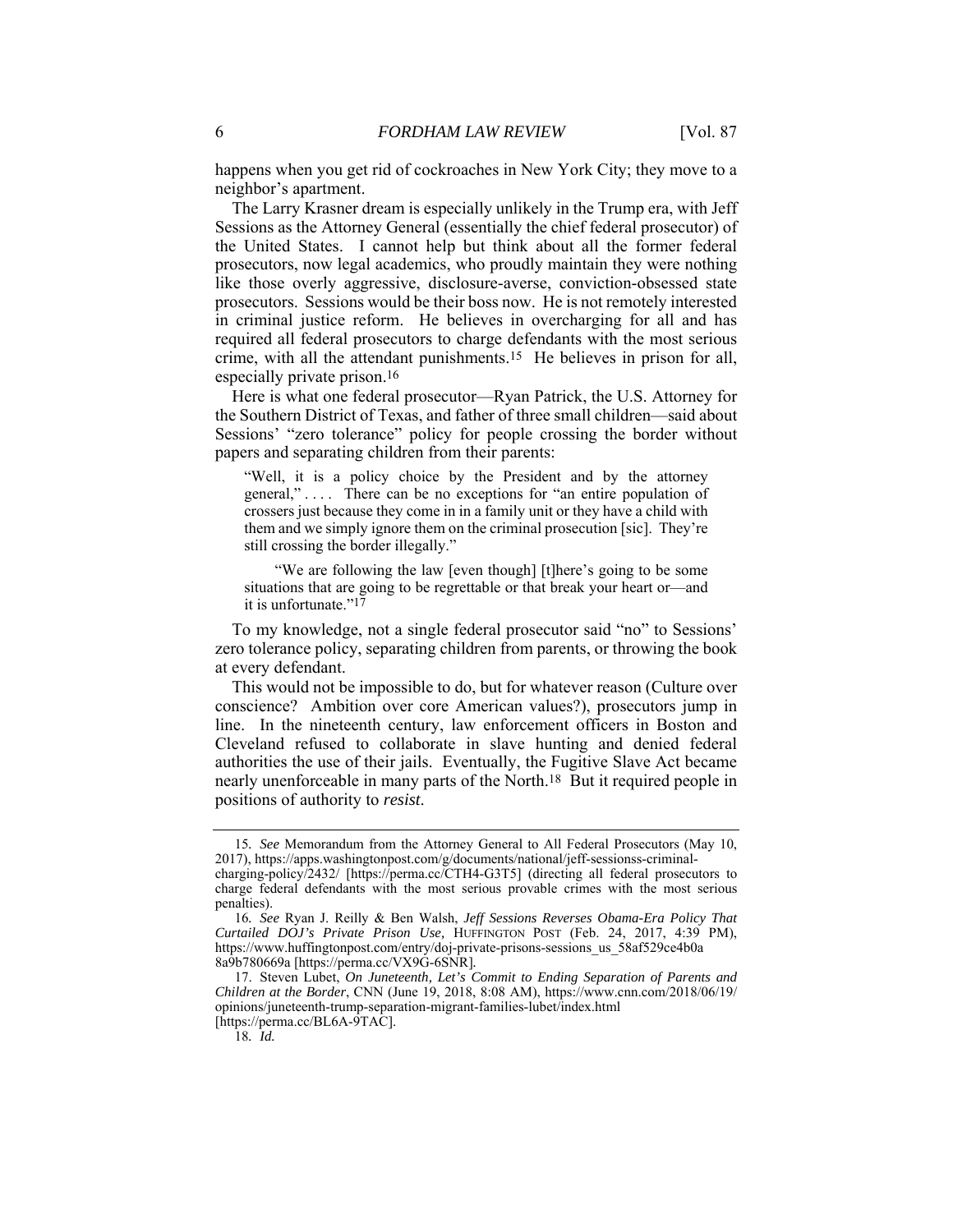happens when you get rid of cockroaches in New York City; they move to a neighbor's apartment.

The Larry Krasner dream is especially unlikely in the Trump era, with Jeff Sessions as the Attorney General (essentially the chief federal prosecutor) of the United States. I cannot help but think about all the former federal prosecutors, now legal academics, who proudly maintain they were nothing like those overly aggressive, disclosure-averse, conviction-obsessed state prosecutors. Sessions would be their boss now. He is not remotely interested in criminal justice reform. He believes in overcharging for all and has required all federal prosecutors to charge defendants with the most serious crime, with all the attendant punishments.[15] He believes in prison for all, especially private prison.[16]

Here is what one federal prosecutor—Ryan Patrick, the U.S. Attorney for the Southern District of Texas, and father of three small children—said about Sessions' "zero tolerance" policy for people crossing the border without papers and separating children from their parents:

> "Well, it is a policy choice by the President and by the attorney general," . . . . There can be no exceptions for "an entire population of crossers just because they come in in a family unit or they have a child with them and we simply ignore them on the criminal prosecution [sic]. They're still crossing the border illegally."
>
> "We are following the law [even though] [t]here's going to be some situations that are going to be regrettable or that break your heart or—and it is unfortunate."[17]

To my knowledge, not a single federal prosecutor said "no" to Sessions' zero tolerance policy, separating children from parents, or throwing the book at every defendant.

This would not be impossible to do, but for whatever reason (Culture over conscience? Ambition over core American values?), prosecutors jump in line. In the nineteenth century, law enforcement officers in Boston and Cleveland refused to collaborate in slave hunting and denied federal authorities the use of their jails. Eventually, the Fugitive Slave Act became nearly unenforceable in many parts of the North.[18] But it required people in positions of authority to *resist*.

---

15. *See* Memorandum from the Attorney General to All Federal Prosecutors (May 10, 2017), https://apps.washingtonpost.com/g/documents/national/jeff-sessionss-criminal-charging-policy/2432/ [https://perma.cc/CTH4-G3T5] (directing all federal prosecutors to charge federal defendants with the most serious provable crimes with the most serious penalties).

16. *See* Ryan J. Reilly & Ben Walsh, *Jeff Sessions Reverses Obama-Era Policy That Curtailed DOJ's Private Prison Use*, HUFFINGTON POST (Feb. 24, 2017, 4:39 PM), https://www.huffingtonpost.com/entry/doj-private-prisons-sessions_us_58af529ce4b0a8a9b780669a [https://perma.cc/VX9G-6SNR].

17. Steven Lubet, *On Juneteenth, Let's Commit to Ending Separation of Parents and Children at the Border*, CNN (June 19, 2018, 8:08 AM), https://www.cnn.com/2018/06/19/opinions/juneteenth-trump-separation-migrant-families-lubet/index.html [https://perma.cc/BL6A-9TAC].

18. *Id.*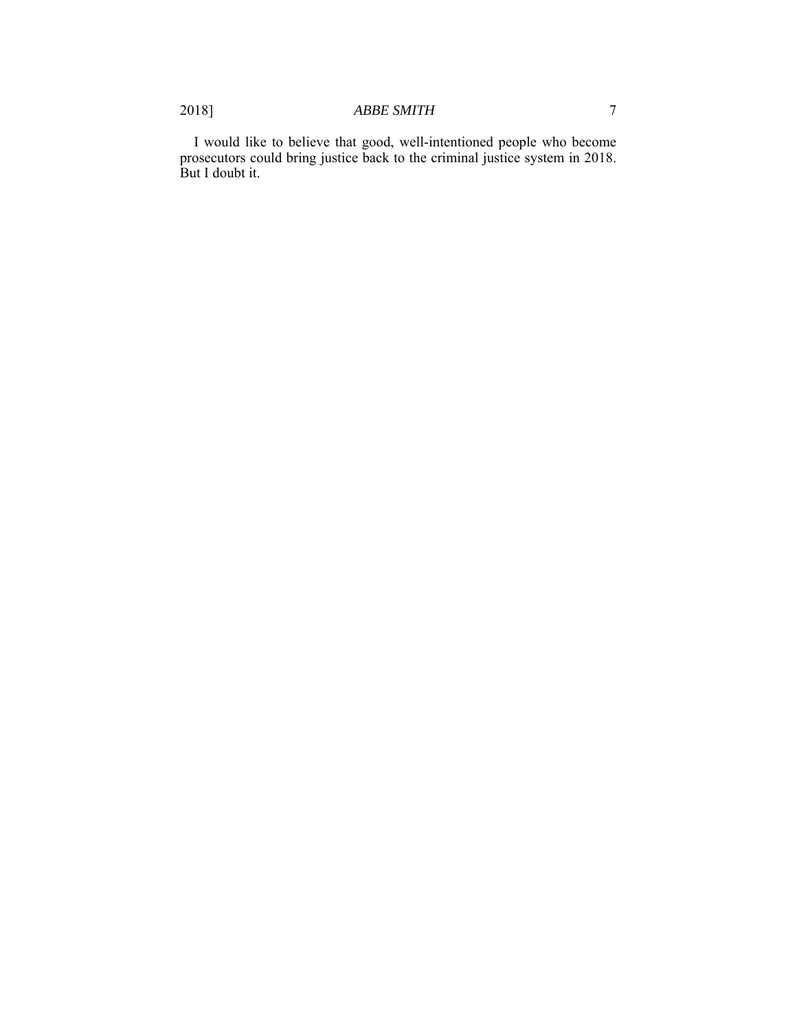I would like to believe that good, well-intentioned people who become prosecutors could bring justice back to the criminal justice system in 2018. But I doubt it.